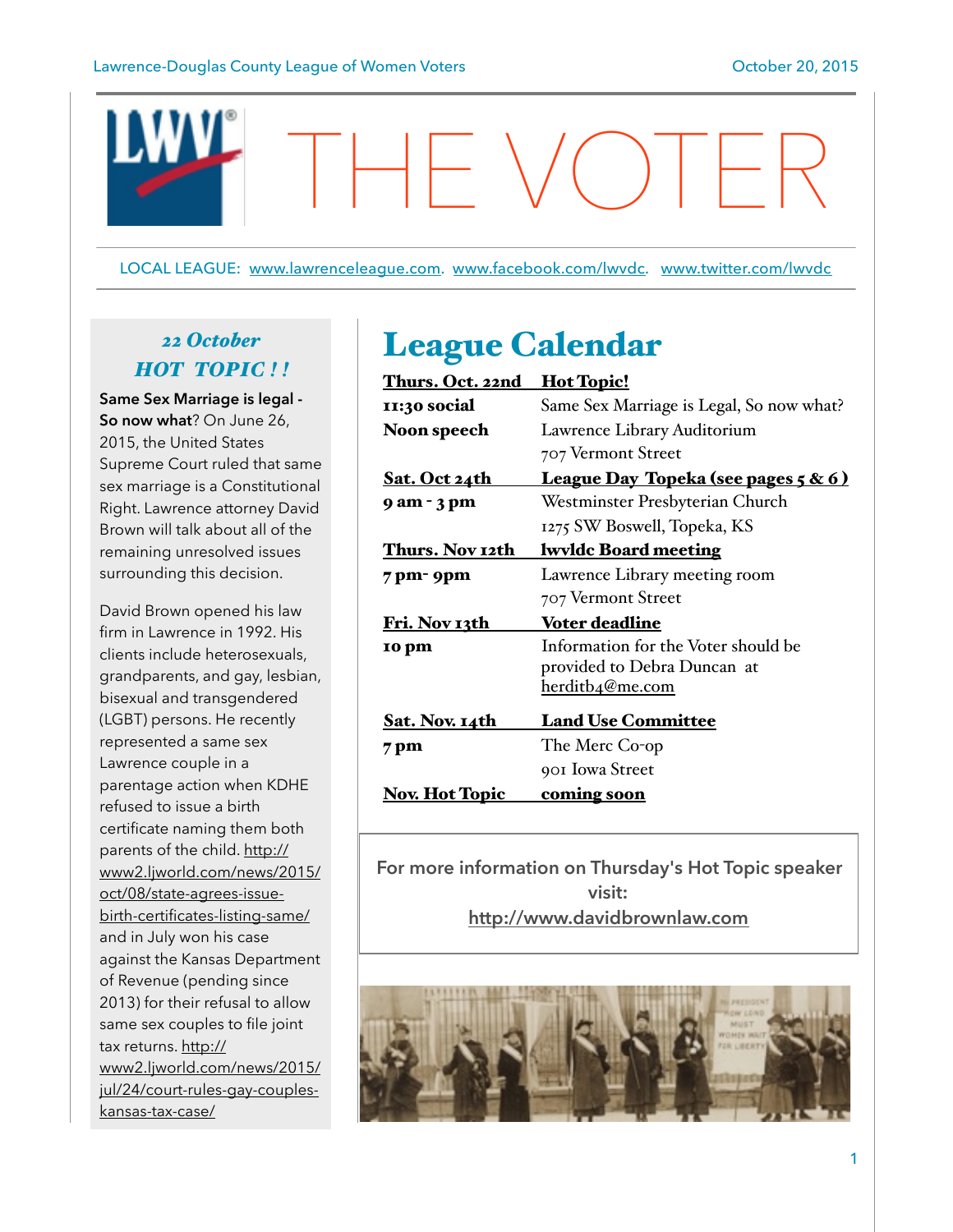# THE VOTER

LOCAL LEAGUE: www.lawrenceleague.com. www.facebook.com/lwvdc. www.twitter.com/lwvdc

## *22 October HOT TOPIC ! !*

**Same Sex Marriage is legal - So now what?** On June 26, 2015, the United States Supreme Court ruled that same sex marriage is a Constitutional Right. Lawrence attorney David Brown will talk about all of the remaining unresolved issues surrounding this decision.

David Brown opened his law firm in Lawrence in 1992. His clients include heterosexuals, grandparents, and gay, lesbian, bisexual and transgendered (LGBT) persons. He recently represented a same sex Lawrence couple in a parentage action when KDHE refused to issue a birth certificate naming them both parents of the child. http://www2.ljworld.com/news/2015/oct/08/state-agrees-issue-birth-certificates-listing-same/ and in July won his case against the Kansas Department of Revenue (pending since 2013) for their refusal to allow same sex couples to file joint tax returns. http://www2.ljworld.com/news/2015/jul/24/court-rules-gay-couples-kansas-tax-case/

## League Calendar

| | |
|---|---|
| **Thurs. Oct. 22nd** | **Hot Topic!** |
| **11:30 social** | Same Sex Marriage is Legal, So now what? |
| **Noon speech** | Lawrence Library Auditorium |
| | 707 Vermont Street |
| **Sat. Oct 24th** | **League Day Topeka (see pages 5 & 6 )** |
| **9 am - 3 pm** | Westminster Presbyterian Church |
| | 1275 SW Boswell, Topeka, KS |
| **Thurs. Nov 12th** | **lwvldc Board meeting** |
| **7 pm- 9pm** | Lawrence Library meeting room |
| | 707 Vermont Street |
| **Fri. Nov 13th** | **Voter deadline** |
| **10 pm** | Information for the Voter should be provided to Debra Duncan at herditb4@me.com |
| **Sat. Nov. 14th** | **Land Use Committee** |
| **7 pm** | The Merc Co-op |
| | 901 Iowa Street |
| **Nov. Hot Topic** | **coming soon** |

For more information on Thursday's Hot Topic speaker visit: http://www.davidbrownlaw.com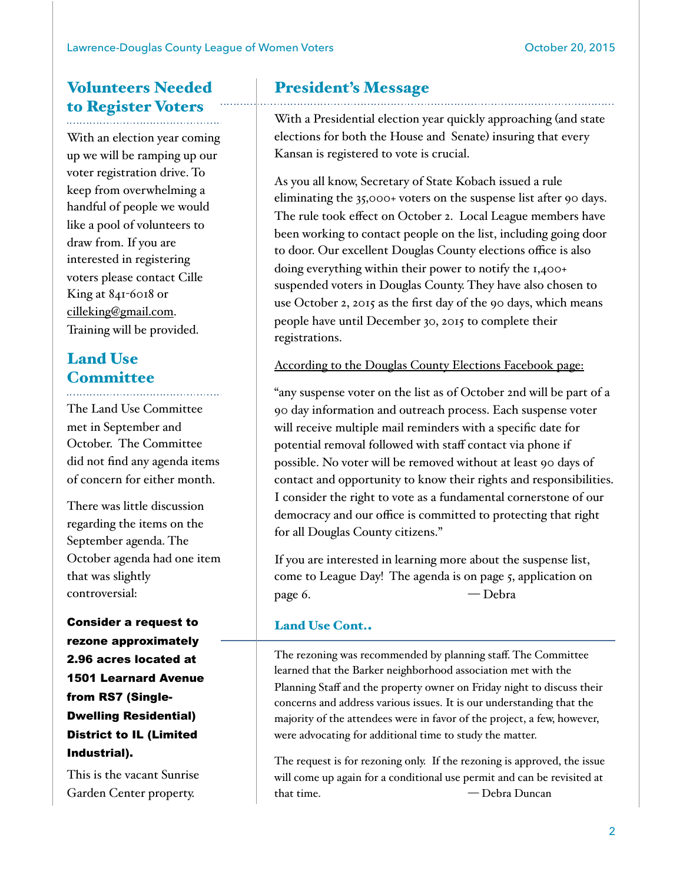## Volunteers Needed to Register Voters

With an election year coming up we will be ramping up our voter registration drive. To keep from overwhelming a handful of people we would like a pool of volunteers to draw from. If you are interested in registering voters please contact Cille King at 841-6018 or cilleking@gmail.com. Training will be provided.

## Land Use Committee

The Land Use Committee met in September and October. The Committee did not find any agenda items of concern for either month.

There was little discussion regarding the items on the September agenda. The October agenda had one item that was slightly controversial:

**Consider a request to rezone approximately 2.96 acres located at 1501 Learnard Avenue from RS7 (Single-Dwelling Residential) District to IL (Limited Industrial).**

This is the vacant Sunrise Garden Center property.

## President's Message

With a Presidential election year quickly approaching (and state elections for both the House and Senate) insuring that every Kansan is registered to vote is crucial.

As you all know, Secretary of State Kobach issued a rule eliminating the 35,000+ voters on the suspense list after 90 days. The rule took effect on October 2. Local League members have been working to contact people on the list, including going door to door. Our excellent Douglas County elections office is also doing everything within their power to notify the 1,400+ suspended voters in Douglas County. They have also chosen to use October 2, 2015 as the first day of the 90 days, which means people have until December 30, 2015 to complete their registrations.

According to the Douglas County Elections Facebook page:

"any suspense voter on the list as of October 2nd will be part of a 90 day information and outreach process. Each suspense voter will receive multiple mail reminders with a specific date for potential removal followed with staff contact via phone if possible. No voter will be removed without at least 90 days of contact and opportunity to know their rights and responsibilities. I consider the right to vote as a fundamental cornerstone of our democracy and our office is committed to protecting that right for all Douglas County citizens."

If you are interested in learning more about the suspense list, come to League Day! The agenda is on page 5, application on page 6. — Debra

### Land Use Cont..

The rezoning was recommended by planning staff. The Committee learned that the Barker neighborhood association met with the Planning Staff and the property owner on Friday night to discuss their concerns and address various issues. It is our understanding that the majority of the attendees were in favor of the project, a few, however, were advocating for additional time to study the matter.

The request is for rezoning only. If the rezoning is approved, the issue will come up again for a conditional use permit and can be revisited at that time. — Debra Duncan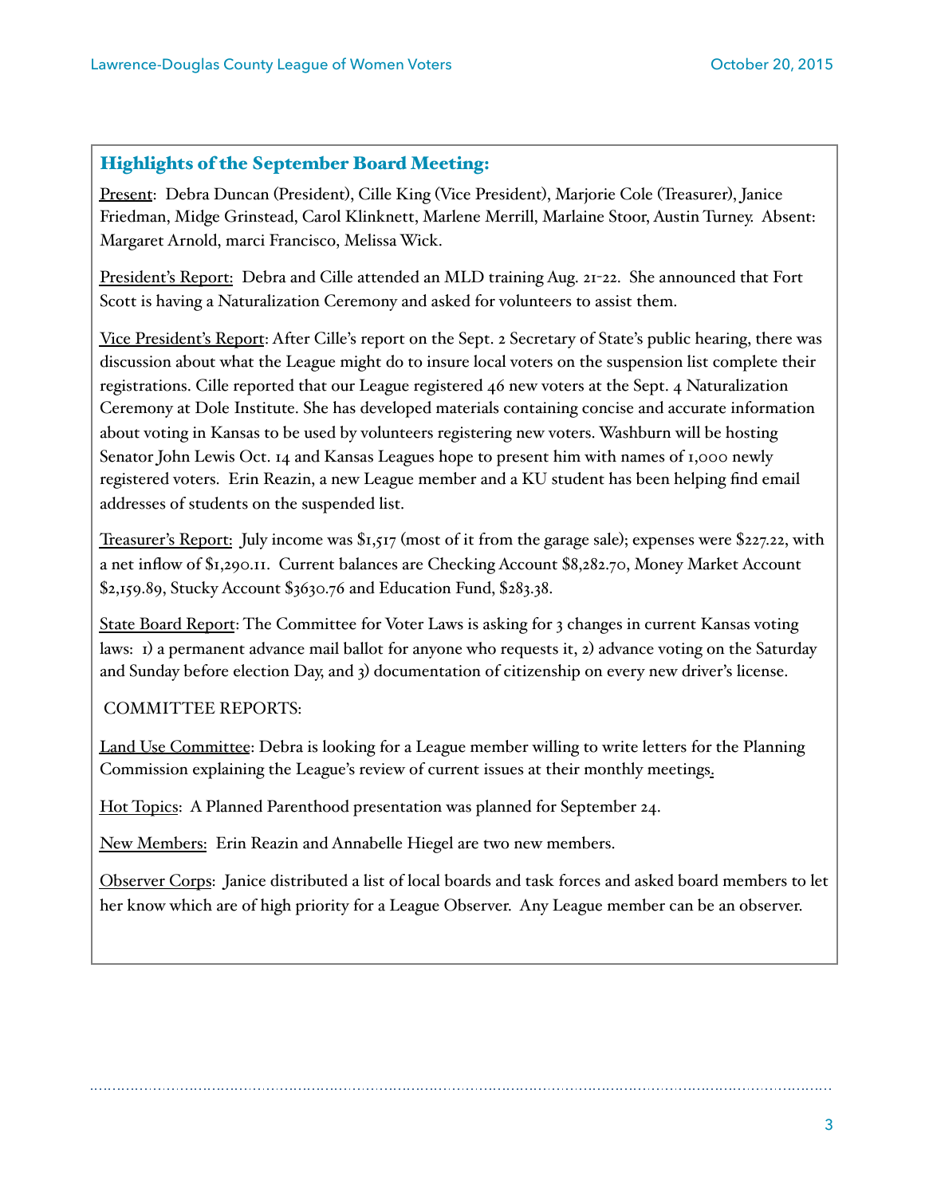## Highlights of the September Board Meeting:

Present: Debra Duncan (President), Cille King (Vice President), Marjorie Cole (Treasurer), Janice Friedman, Midge Grinstead, Carol Klinknett, Marlene Merrill, Marlaine Stoor, Austin Turney. Absent: Margaret Arnold, marci Francisco, Melissa Wick.

President's Report: Debra and Cille attended an MLD training Aug. 21-22. She announced that Fort Scott is having a Naturalization Ceremony and asked for volunteers to assist them.

Vice President's Report: After Cille's report on the Sept. 2 Secretary of State's public hearing, there was discussion about what the League might do to insure local voters on the suspension list complete their registrations. Cille reported that our League registered 46 new voters at the Sept. 4 Naturalization Ceremony at Dole Institute. She has developed materials containing concise and accurate information about voting in Kansas to be used by volunteers registering new voters. Washburn will be hosting Senator John Lewis Oct. 14 and Kansas Leagues hope to present him with names of 1,000 newly registered voters. Erin Reazin, a new League member and a KU student has been helping find email addresses of students on the suspended list.

Treasurer's Report: July income was $1,517 (most of it from the garage sale); expenses were $227.22, with a net inflow of $1,290.11. Current balances are Checking Account $8,282.70, Money Market Account $2,159.89, Stucky Account $3630.76 and Education Fund, $283.38.

State Board Report: The Committee for Voter Laws is asking for 3 changes in current Kansas voting laws: 1) a permanent advance mail ballot for anyone who requests it, 2) advance voting on the Saturday and Sunday before election Day, and 3) documentation of citizenship on every new driver's license.

COMMITTEE REPORTS:

Land Use Committee: Debra is looking for a League member willing to write letters for the Planning Commission explaining the League's review of current issues at their monthly meetings.

Hot Topics: A Planned Parenthood presentation was planned for September 24.

New Members: Erin Reazin and Annabelle Hiegel are two new members.

Observer Corps: Janice distributed a list of local boards and task forces and asked board members to let her know which are of high priority for a League Observer. Any League member can be an observer.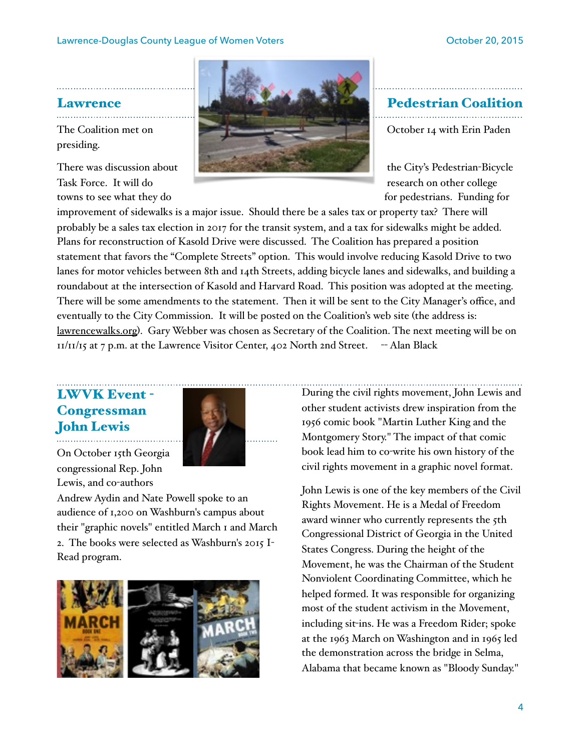## Lawrence Pedestrian Coalition

The Coalition met on October 14 with Erin Paden presiding.

There was discussion about the City's Pedestrian-Bicycle Task Force. It will do research on other college towns to see what they do for pedestrians. Funding for improvement of sidewalks is a major issue. Should there be a sales tax or property tax? There will probably be a sales tax election in 2017 for the transit system, and a tax for sidewalks might be added. Plans for reconstruction of Kasold Drive were discussed. The Coalition has prepared a position statement that favors the "Complete Streets" option. This would involve reducing Kasold Drive to two lanes for motor vehicles between 8th and 14th Streets, adding bicycle lanes and sidewalks, and building a roundabout at the intersection of Kasold and Harvard Road. This position was adopted at the meeting. There will be some amendments to the statement. Then it will be sent to the City Manager's office, and eventually to the City Commission. It will be posted on the Coalition's web site (the address is: lawrencewalks.org). Gary Webber was chosen as Secretary of the Coalition. The next meeting will be on 11/11/15 at 7 p.m. at the Lawrence Visitor Center, 402 North 2nd Street. -- Alan Black

## LWVK Event - Congressman John Lewis

On October 15th Georgia congressional Rep. John Lewis, and co-authors Andrew Aydin and Nate Powell spoke to an audience of 1,200 on Washburn's campus about their "graphic novels" entitled March 1 and March 2. The books were selected as Washburn's 2015 I-Read program.

During the civil rights movement, John Lewis and other student activists drew inspiration from the 1956 comic book "Martin Luther King and the Montgomery Story." The impact of that comic book lead him to co-write his own history of the civil rights movement in a graphic novel format.

John Lewis is one of the key members of the Civil Rights Movement. He is a Medal of Freedom award winner who currently represents the 5th Congressional District of Georgia in the United States Congress. During the height of the Movement, he was the Chairman of the Student Nonviolent Coordinating Committee, which he helped formed. It was responsible for organizing most of the student activism in the Movement, including sit-ins. He was a Freedom Rider; spoke at the 1963 March on Washington and in 1965 led the demonstration across the bridge in Selma, Alabama that became known as "Bloody Sunday."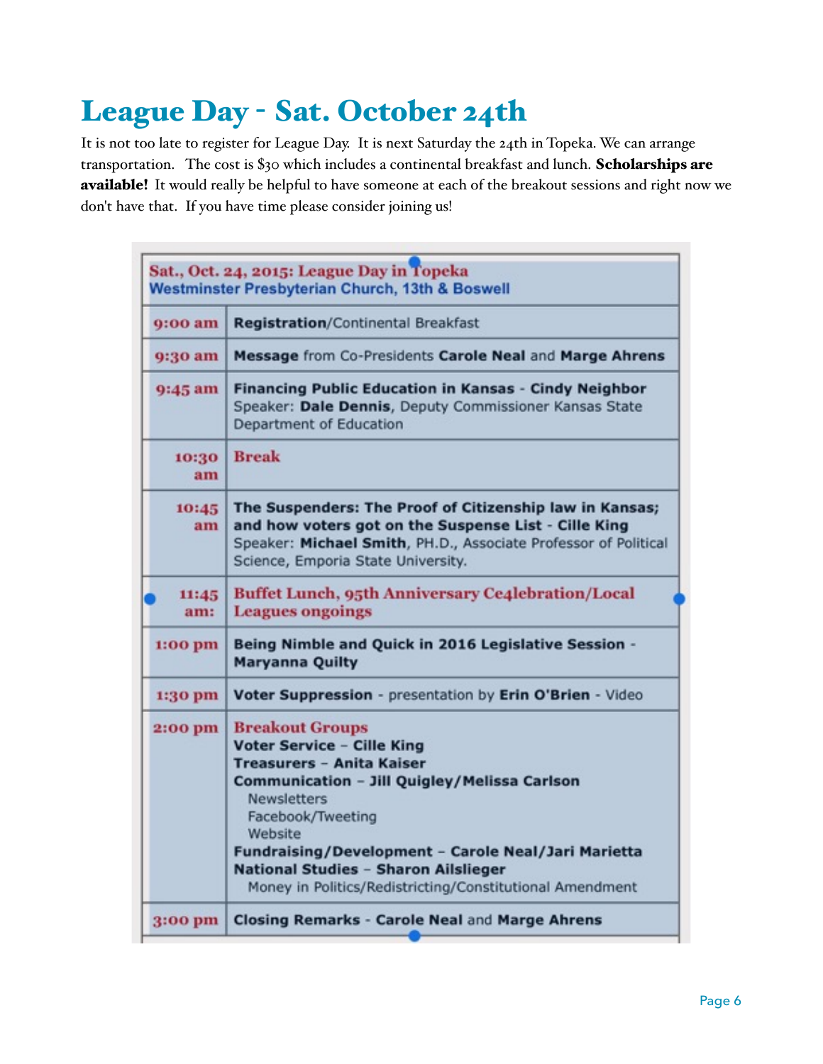# League Day - Sat. October 24th

It is not too late to register for League Day. It is next Saturday the 24th in Topeka. We can arrange transportation. The cost is $30 which includes a continental breakfast and lunch. **Scholarships are available!** It would really be helpful to have someone at each of the breakout sessions and right now we don't have that. If you have time please consider joining us!

| Sat., Oct. 24, 2015: League Day in Topeka<br>Westminster Presbyterian Church, 13th & Boswell | |
|---|---|
| 9:00 am | **Registration**/Continental Breakfast |
| 9:30 am | **Message** from Co-Presidents **Carole Neal** and **Marge Ahrens** |
| 9:45 am | **Financing Public Education in Kansas - Cindy Neighbor**<br>Speaker: **Dale Dennis**, Deputy Commissioner Kansas State Department of Education |
| 10:30 am | Break |
| 10:45 am | **The Suspenders: The Proof of Citizenship law in Kansas; and how voters got on the Suspense List - Cille King**<br>Speaker: **Michael Smith**, PH.D., Associate Professor of Political Science, Emporia State University. |
| 11:45 am: | Buffet Lunch, 95th Anniversary Ce4lebration/Local Leagues ongoings |
| 1:00 pm | **Being Nimble and Quick in 2016 Legislative Session - Maryanna Quilty** |
| 1:30 pm | **Voter Suppression** - presentation by **Erin O'Brien** - Video |
| 2:00 pm | Breakout Groups<br>**Voter Service – Cille King**<br>**Treasurers – Anita Kaiser**<br>**Communication – Jill Quigley/Melissa Carlson**<br>Newsletters<br>Facebook/Tweeting<br>Website<br>**Fundraising/Development – Carole Neal/Jari Marietta**<br>**National Studies – Sharon Ailslieger**<br>Money in Politics/Redistricting/Constitutional Amendment |
| 3:00 pm | **Closing Remarks - Carole Neal** and **Marge Ahrens** |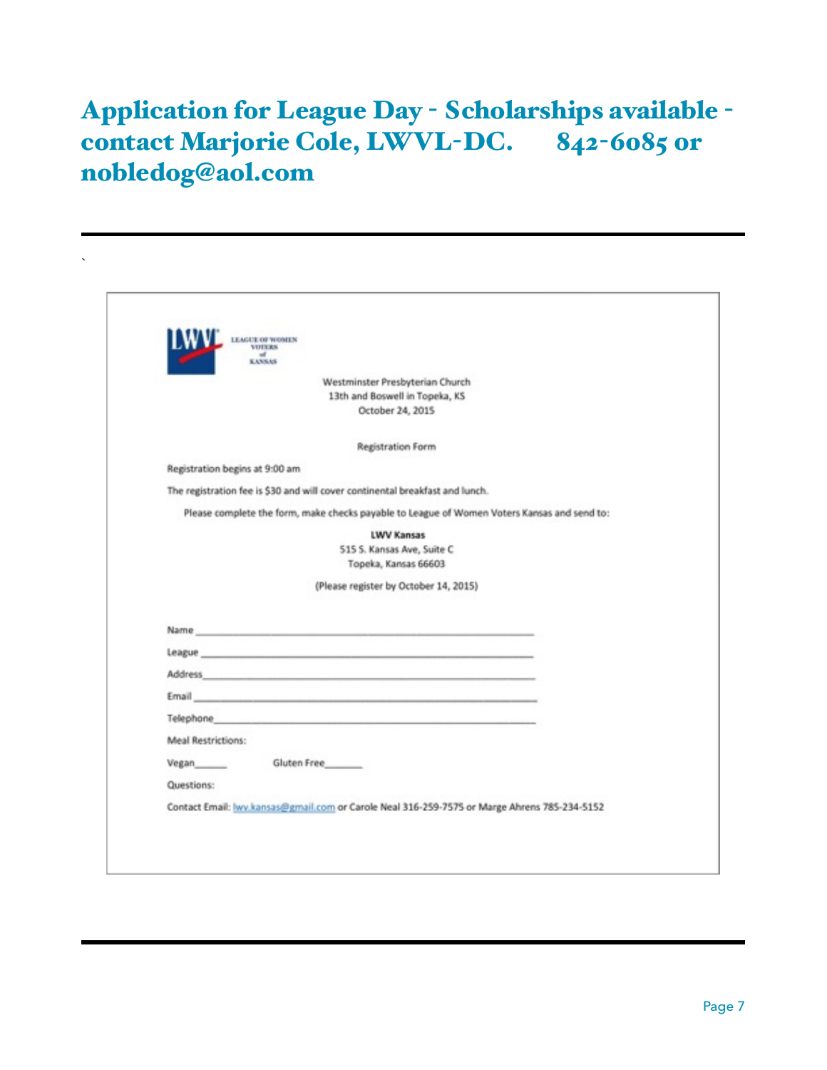# Application for League Day - Scholarships available - contact Marjorie Cole, LWVL-DC. 842-6085 or nobledog@aol.com

---

`

LEAGUE OF WOMEN VOTERS of KANSAS

Westminster Presbyterian Church
13th and Boswell in Topeka, KS
October 24, 2015

Registration Form

Registration begins at 9:00 am

The registration fee is $30 and will cover continental breakfast and lunch.

Please complete the form, make checks payable to League of Women Voters Kansas and send to:

**LWV Kansas**
515 S. Kansas Ave, Suite C
Topeka, Kansas 66603

(Please register by October 14, 2015)

Name ______________________________________________

League ______________________________________________

Address______________________________________________

Email ______________________________________________

Telephone______________________________________________

Meal Restrictions:

Vegan______ Gluten Free_______

Questions:

Contact Email: lwv.kansas@gmail.com or Carole Neal 316-259-7575 or Marge Ahrens 785-234-5152

---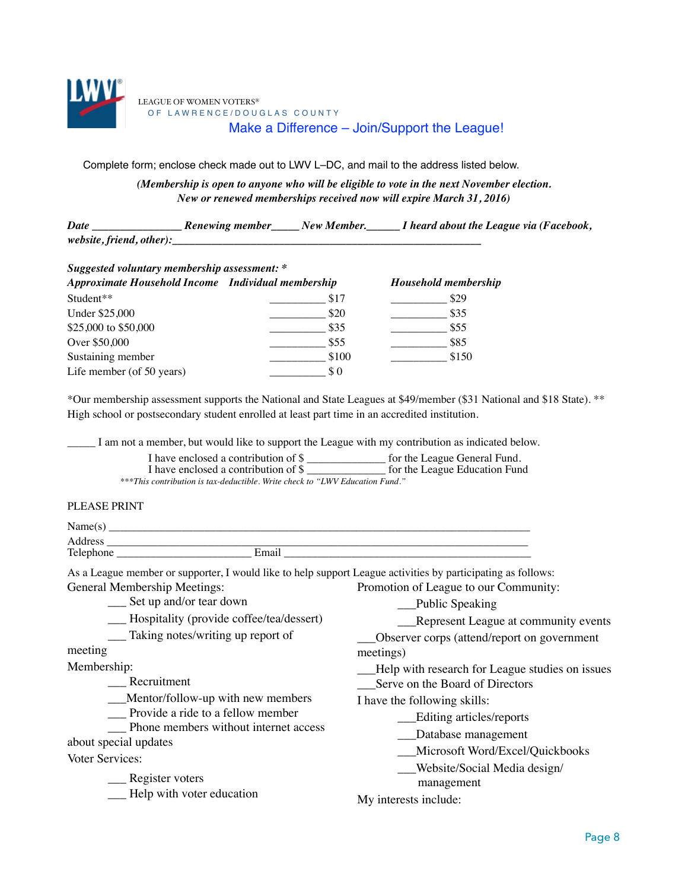LEAGUE OF WOMEN VOTERS®
OF LAWRENCE/DOUGLAS COUNTY

## Make a Difference – Join/Support the League!

Complete form; enclose check made out to LWV L–DC, and mail to the address listed below.

***(Membership is open to anyone who will be eligible to vote in the next November election. New or renewed memberships received now will expire March 31, 2016)***

***Date*** _______________ ***Renewing member***_____ ***New Member.***______ ***I heard about the League via (Facebook, website, friend, other):***________________________________________________________

***Suggested voluntary membership assessment: \****

| *Approximate Household Income* | *Individual membership* | *Household membership* |
|---|---|---|
| Student** | __________ $17 | __________ $29 |
| Under $25,000 | __________ $20 | __________ $35 |
| $25,000 to $50,000 | __________ $35 | __________ $55 |
| Over $50,000 | __________ $55 | __________ $85 |
| Sustaining member | __________ $100 | __________ $150 |
| Life member (of 50 years) | __________ $ 0 | |

*Our membership assessment supports the National and State Leagues at $49/member ($31 National and $18 State). ** High school or postsecondary student enrolled at least part time in an accredited institution.

_____ I am not a member, but would like to support the League with my contribution as indicated below.

I have enclosed a contribution of $ ______________ for the League General Fund.
I have enclosed a contribution of $ ______________ for the League Education Fund

*\*\*\*This contribution is tax-deductible. Write check to "LWV Education Fund."*

PLEASE PRINT

Name(s) ____________________________________________________________________________
Address ____________________________________________________________________________
Telephone ________________________ Email ____________________________________________

As a League member or supporter, I would like to help support League activities by participating as follows:

General Membership Meetings:

- ___ Set up and/or tear down
- ___ Hospitality (provide coffee/tea/dessert)
- ___ Taking notes/writing up report of meeting

Membership:

- ___ Recruitment
- ___Mentor/follow-up with new members
- ___ Provide a ride to a fellow member
- ___ Phone members without internet access about special updates

Voter Services:

- ___ Register voters
- ___ Help with voter education

Promotion of League to our Community:

- ___Public Speaking
- ___Represent League at community events

___Observer corps (attend/report on government meetings)

___Help with research for League studies on issues

___Serve on the Board of Directors

I have the following skills:

- ___Editing articles/reports
- ___Database management
- ___Microsoft Word/Excel/Quickbooks
- ___Website/Social Media design/ management

My interests include: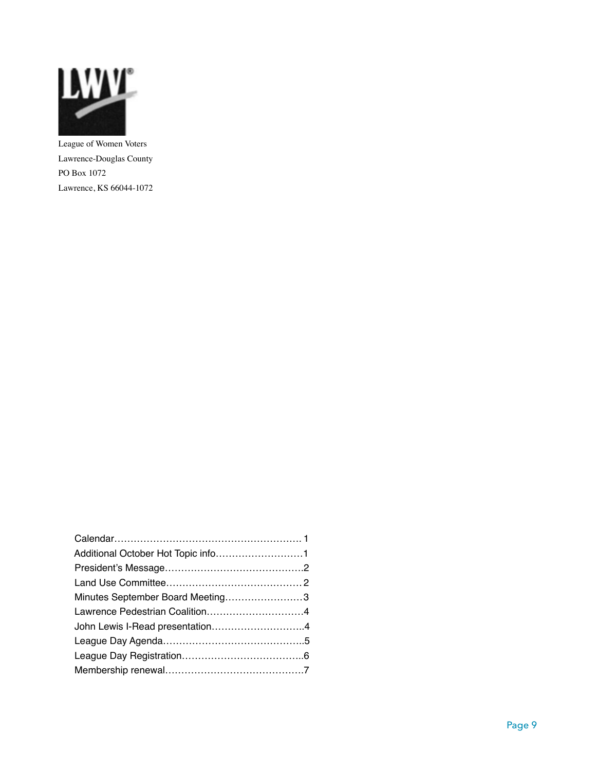League of Women Voters
Lawrence-Douglas County
PO Box 1072
Lawrence, KS 66044-1072

Calendar……………………………………………………. 1
Additional October Hot Topic info………………………1
President's Message…………………………………….2
Land Use Committee……………………………………2
Minutes September Board Meeting……………………3
Lawrence Pedestrian Coalition…………………………4
John Lewis I-Read presentation………………………..4
League Day Agenda……………………………………..5
League Day Registration………………………………..6
Membership renewal…………………………………….7